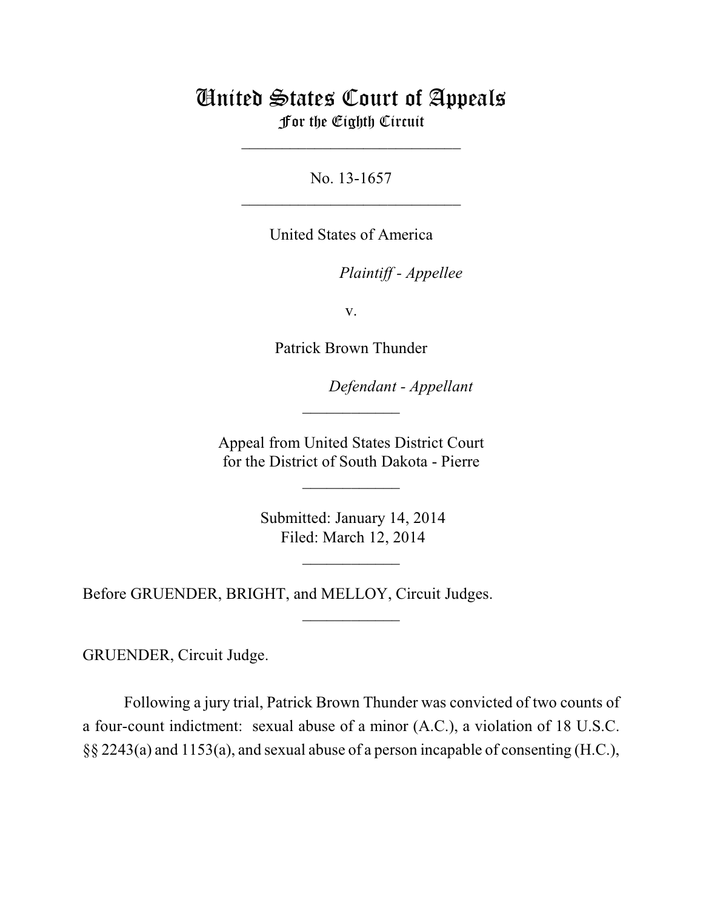# United States Court of Appeals
## For the Eighth Circuit

___________________________

No. 13-1657

___________________________

United States of America

*Plaintiff - Appellee*

v.

Patrick Brown Thunder

*Defendant - Appellant*

____________

Appeal from United States District Court
for the District of South Dakota - Pierre

____________

Submitted: January 14, 2014
Filed: March 12, 2014

____________

Before GRUENDER, BRIGHT, and MELLOY, Circuit Judges.

____________

GRUENDER, Circuit Judge.

Following a jury trial, Patrick Brown Thunder was convicted of two counts of a four-count indictment: sexual abuse of a minor (A.C.), a violation of 18 U.S.C. §§ 2243(a) and 1153(a), and sexual abuse of a person incapable of consenting (H.C.),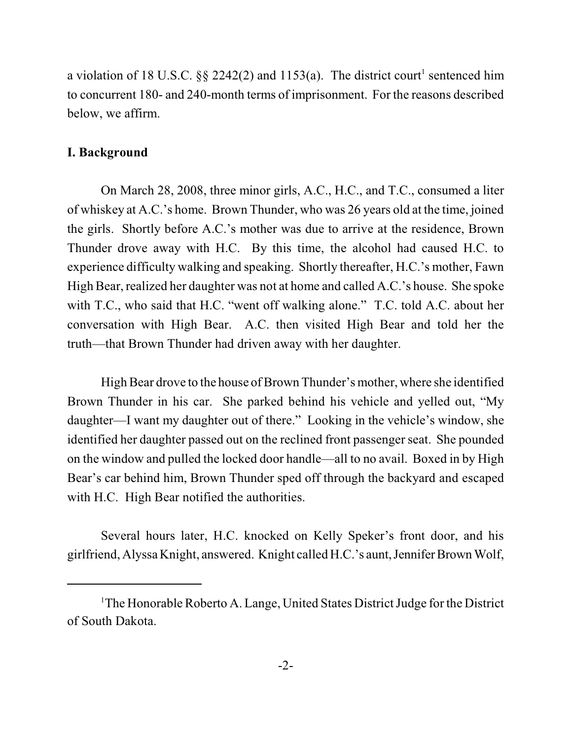a violation of 18 U.S.C. §§ 2242(2) and 1153(a). The district court[1] sentenced him to concurrent 180- and 240-month terms of imprisonment. For the reasons described below, we affirm.

**I. Background**

On March 28, 2008, three minor girls, A.C., H.C., and T.C., consumed a liter of whiskey at A.C.'s home. Brown Thunder, who was 26 years old at the time, joined the girls. Shortly before A.C.'s mother was due to arrive at the residence, Brown Thunder drove away with H.C. By this time, the alcohol had caused H.C. to experience difficulty walking and speaking. Shortly thereafter, H.C.'s mother, Fawn High Bear, realized her daughter was not at home and called A.C.'s house. She spoke with T.C., who said that H.C. "went off walking alone." T.C. told A.C. about her conversation with High Bear. A.C. then visited High Bear and told her the truth—that Brown Thunder had driven away with her daughter.

High Bear drove to the house of Brown Thunder's mother, where she identified Brown Thunder in his car. She parked behind his vehicle and yelled out, "My daughter—I want my daughter out of there." Looking in the vehicle's window, she identified her daughter passed out on the reclined front passenger seat. She pounded on the window and pulled the locked door handle—all to no avail. Boxed in by High Bear's car behind him, Brown Thunder sped off through the backyard and escaped with H.C. High Bear notified the authorities.

Several hours later, H.C. knocked on Kelly Speker's front door, and his girlfriend, Alyssa Knight, answered. Knight called H.C.'s aunt, Jennifer Brown Wolf,

[1]The Honorable Roberto A. Lange, United States District Judge for the District of South Dakota.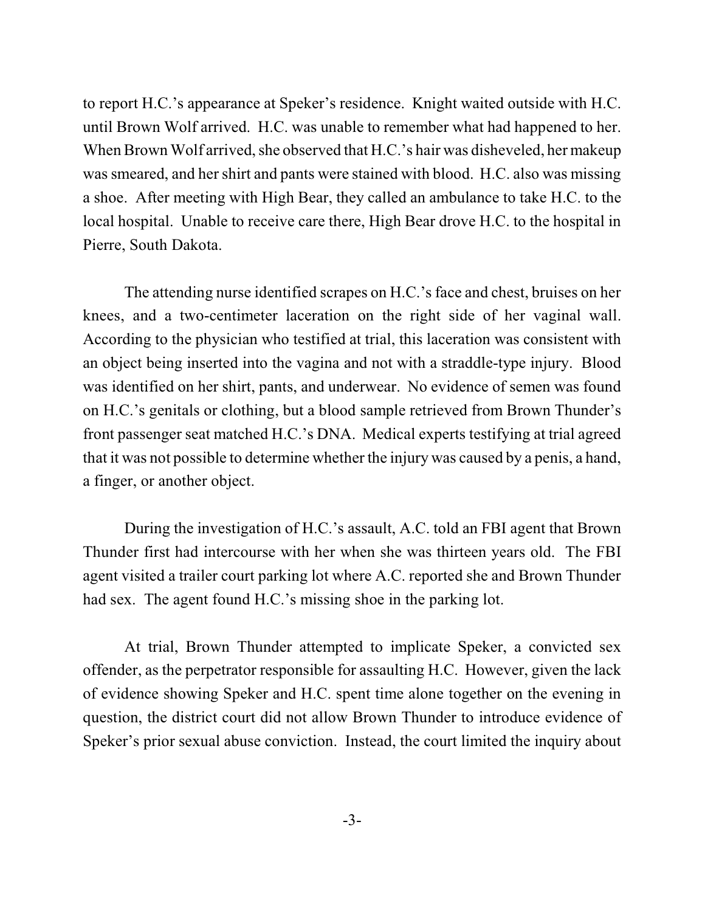to report H.C.'s appearance at Speker's residence. Knight waited outside with H.C. until Brown Wolf arrived. H.C. was unable to remember what had happened to her. When Brown Wolf arrived, she observed that H.C.'s hair was disheveled, her makeup was smeared, and her shirt and pants were stained with blood. H.C. also was missing a shoe. After meeting with High Bear, they called an ambulance to take H.C. to the local hospital. Unable to receive care there, High Bear drove H.C. to the hospital in Pierre, South Dakota.

The attending nurse identified scrapes on H.C.'s face and chest, bruises on her knees, and a two-centimeter laceration on the right side of her vaginal wall. According to the physician who testified at trial, this laceration was consistent with an object being inserted into the vagina and not with a straddle-type injury. Blood was identified on her shirt, pants, and underwear. No evidence of semen was found on H.C.'s genitals or clothing, but a blood sample retrieved from Brown Thunder's front passenger seat matched H.C.'s DNA. Medical experts testifying at trial agreed that it was not possible to determine whether the injury was caused by a penis, a hand, a finger, or another object.

During the investigation of H.C.'s assault, A.C. told an FBI agent that Brown Thunder first had intercourse with her when she was thirteen years old. The FBI agent visited a trailer court parking lot where A.C. reported she and Brown Thunder had sex. The agent found H.C.'s missing shoe in the parking lot.

At trial, Brown Thunder attempted to implicate Speker, a convicted sex offender, as the perpetrator responsible for assaulting H.C. However, given the lack of evidence showing Speker and H.C. spent time alone together on the evening in question, the district court did not allow Brown Thunder to introduce evidence of Speker's prior sexual abuse conviction. Instead, the court limited the inquiry about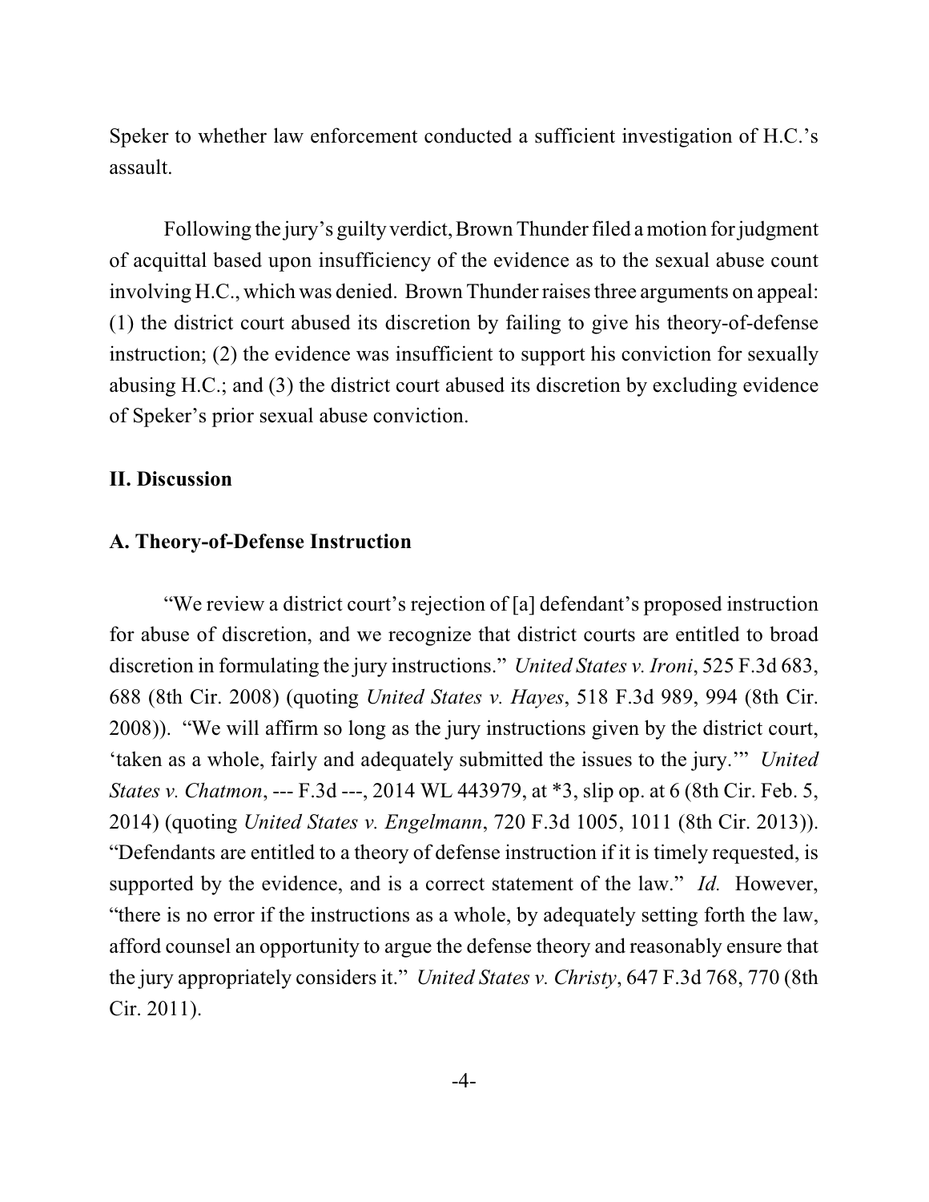Speker to whether law enforcement conducted a sufficient investigation of H.C.'s assault.

Following the jury's guilty verdict, Brown Thunder filed a motion for judgment of acquittal based upon insufficiency of the evidence as to the sexual abuse count involving H.C., which was denied. Brown Thunder raises three arguments on appeal: (1) the district court abused its discretion by failing to give his theory-of-defense instruction; (2) the evidence was insufficient to support his conviction for sexually abusing H.C.; and (3) the district court abused its discretion by excluding evidence of Speker's prior sexual abuse conviction.

## II. Discussion

### A. Theory-of-Defense Instruction

"We review a district court's rejection of [a] defendant's proposed instruction for abuse of discretion, and we recognize that district courts are entitled to broad discretion in formulating the jury instructions." *United States v. Ironi*, 525 F.3d 683, 688 (8th Cir. 2008) (quoting *United States v. Hayes*, 518 F.3d 989, 994 (8th Cir. 2008)). "We will affirm so long as the jury instructions given by the district court, 'taken as a whole, fairly and adequately submitted the issues to the jury.'" *United States v. Chatmon*, --- F.3d ---, 2014 WL 443979, at *3, slip op. at 6 (8th Cir. Feb. 5, 2014) (quoting *United States v. Engelmann*, 720 F.3d 1005, 1011 (8th Cir. 2013)). "Defendants are entitled to a theory of defense instruction if it is timely requested, is supported by the evidence, and is a correct statement of the law." *Id.* However, "there is no error if the instructions as a whole, by adequately setting forth the law, afford counsel an opportunity to argue the defense theory and reasonably ensure that the jury appropriately considers it." *United States v. Christy*, 647 F.3d 768, 770 (8th Cir. 2011).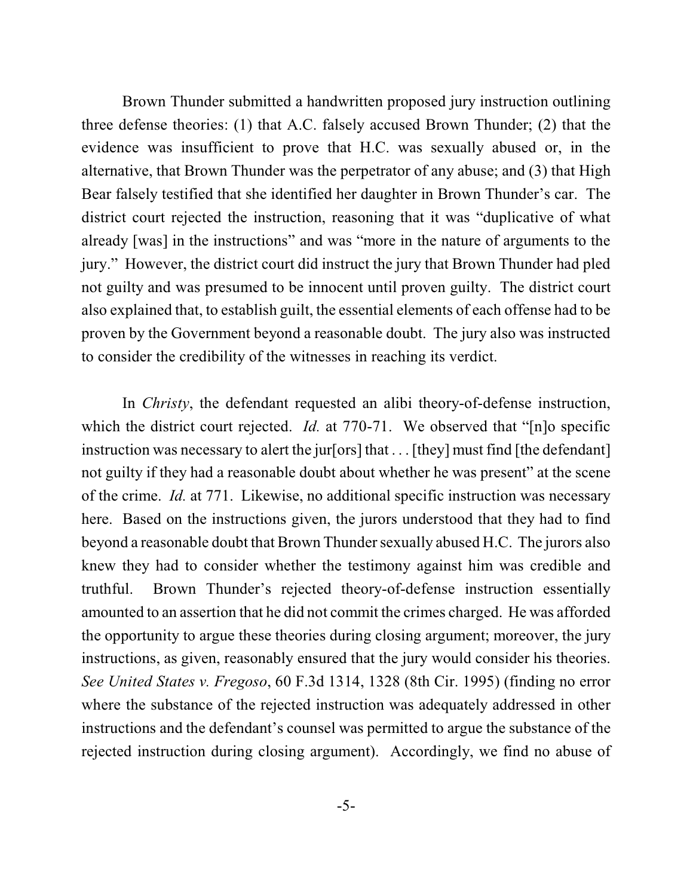Brown Thunder submitted a handwritten proposed jury instruction outlining three defense theories: (1) that A.C. falsely accused Brown Thunder; (2) that the evidence was insufficient to prove that H.C. was sexually abused or, in the alternative, that Brown Thunder was the perpetrator of any abuse; and (3) that High Bear falsely testified that she identified her daughter in Brown Thunder's car. The district court rejected the instruction, reasoning that it was "duplicative of what already [was] in the instructions" and was "more in the nature of arguments to the jury." However, the district court did instruct the jury that Brown Thunder had pled not guilty and was presumed to be innocent until proven guilty. The district court also explained that, to establish guilt, the essential elements of each offense had to be proven by the Government beyond a reasonable doubt. The jury also was instructed to consider the credibility of the witnesses in reaching its verdict.

In *Christy*, the defendant requested an alibi theory-of-defense instruction, which the district court rejected. *Id.* at 770-71. We observed that "[n]o specific instruction was necessary to alert the jur[ors] that . . . [they] must find [the defendant] not guilty if they had a reasonable doubt about whether he was present" at the scene of the crime. *Id.* at 771. Likewise, no additional specific instruction was necessary here. Based on the instructions given, the jurors understood that they had to find beyond a reasonable doubt that Brown Thunder sexually abused H.C. The jurors also knew they had to consider whether the testimony against him was credible and truthful. Brown Thunder's rejected theory-of-defense instruction essentially amounted to an assertion that he did not commit the crimes charged. He was afforded the opportunity to argue these theories during closing argument; moreover, the jury instructions, as given, reasonably ensured that the jury would consider his theories. *See United States v. Fregoso*, 60 F.3d 1314, 1328 (8th Cir. 1995) (finding no error where the substance of the rejected instruction was adequately addressed in other instructions and the defendant's counsel was permitted to argue the substance of the rejected instruction during closing argument). Accordingly, we find no abuse of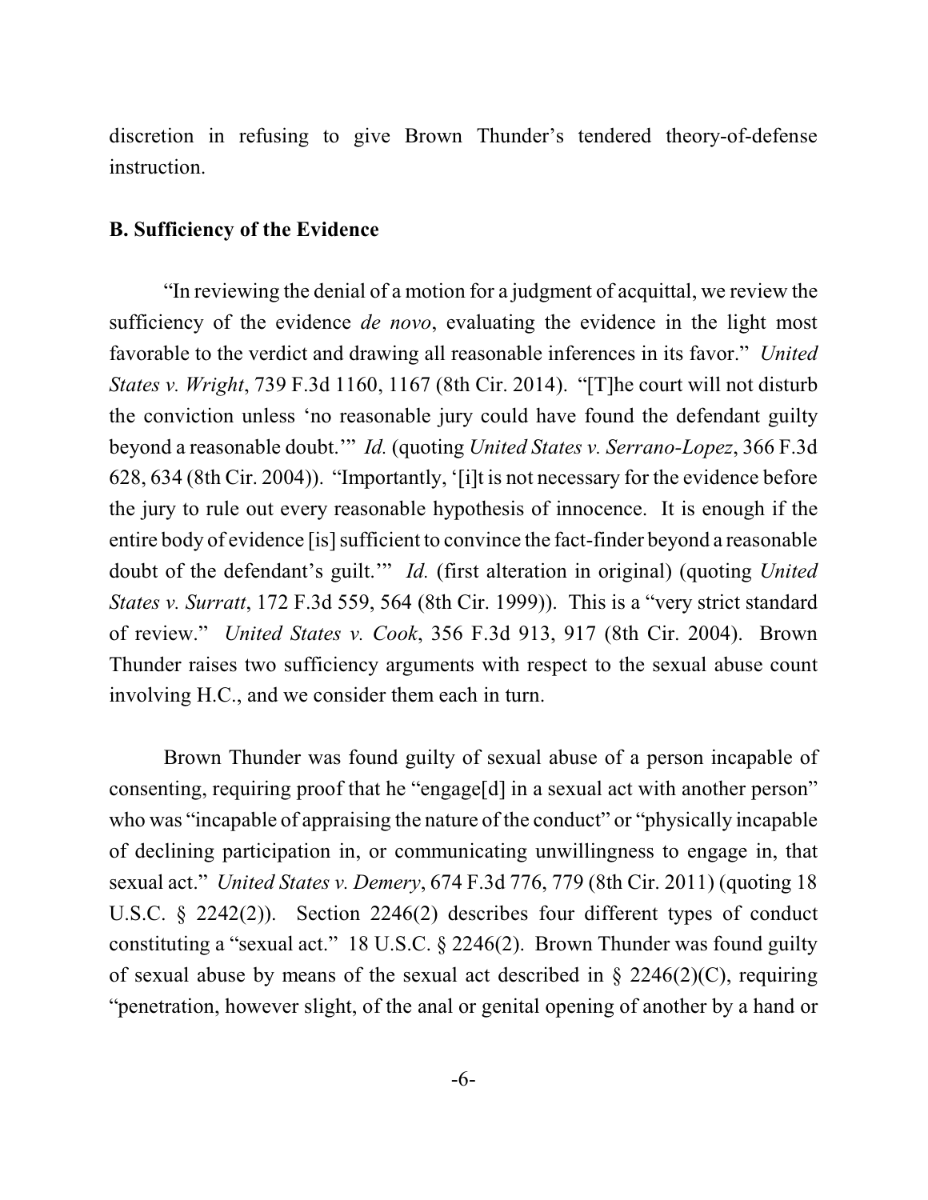discretion in refusing to give Brown Thunder's tendered theory-of-defense instruction.

**B. Sufficiency of the Evidence**

"In reviewing the denial of a motion for a judgment of acquittal, we review the sufficiency of the evidence *de novo*, evaluating the evidence in the light most favorable to the verdict and drawing all reasonable inferences in its favor." *United States v. Wright*, 739 F.3d 1160, 1167 (8th Cir. 2014). "[T]he court will not disturb the conviction unless 'no reasonable jury could have found the defendant guilty beyond a reasonable doubt.'" *Id.* (quoting *United States v. Serrano-Lopez*, 366 F.3d 628, 634 (8th Cir. 2004)). "Importantly, '[i]t is not necessary for the evidence before the jury to rule out every reasonable hypothesis of innocence. It is enough if the entire body of evidence [is] sufficient to convince the fact-finder beyond a reasonable doubt of the defendant's guilt.'" *Id.* (first alteration in original) (quoting *United States v. Surratt*, 172 F.3d 559, 564 (8th Cir. 1999)). This is a "very strict standard of review." *United States v. Cook*, 356 F.3d 913, 917 (8th Cir. 2004). Brown Thunder raises two sufficiency arguments with respect to the sexual abuse count involving H.C., and we consider them each in turn.

Brown Thunder was found guilty of sexual abuse of a person incapable of consenting, requiring proof that he "engage[d] in a sexual act with another person" who was "incapable of appraising the nature of the conduct" or "physically incapable of declining participation in, or communicating unwillingness to engage in, that sexual act." *United States v. Demery*, 674 F.3d 776, 779 (8th Cir. 2011) (quoting 18 U.S.C. § 2242(2)). Section 2246(2) describes four different types of conduct constituting a "sexual act." 18 U.S.C. § 2246(2). Brown Thunder was found guilty of sexual abuse by means of the sexual act described in § 2246(2)(C), requiring "penetration, however slight, of the anal or genital opening of another by a hand or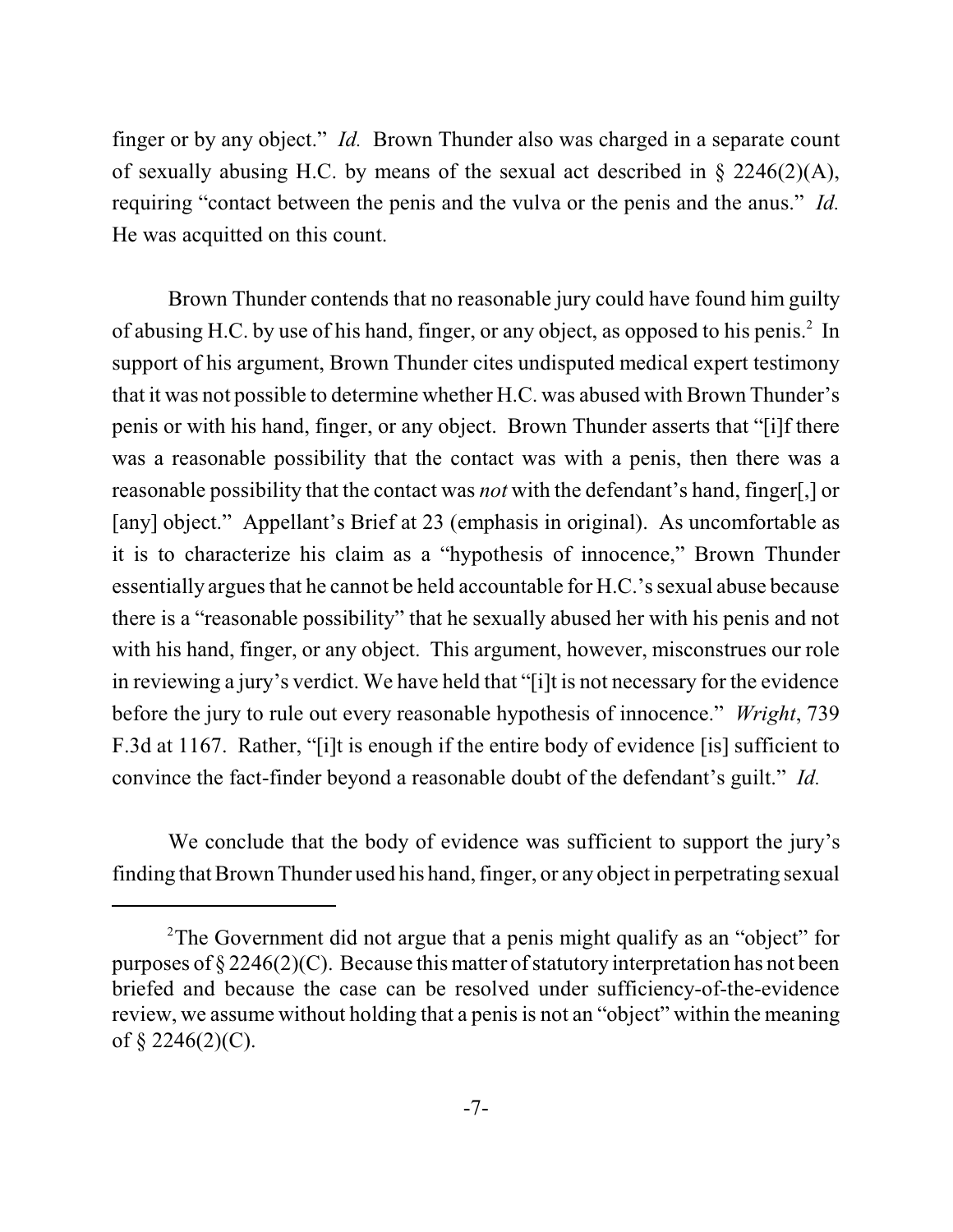finger or by any object." *Id.* Brown Thunder also was charged in a separate count of sexually abusing H.C. by means of the sexual act described in § 2246(2)(A), requiring "contact between the penis and the vulva or the penis and the anus." *Id.* He was acquitted on this count.

Brown Thunder contends that no reasonable jury could have found him guilty of abusing H.C. by use of his hand, finger, or any object, as opposed to his penis.[2] In support of his argument, Brown Thunder cites undisputed medical expert testimony that it was not possible to determine whether H.C. was abused with Brown Thunder's penis or with his hand, finger, or any object. Brown Thunder asserts that "[i]f there was a reasonable possibility that the contact was with a penis, then there was a reasonable possibility that the contact was *not* with the defendant's hand, finger[,] or [any] object." Appellant's Brief at 23 (emphasis in original). As uncomfortable as it is to characterize his claim as a "hypothesis of innocence," Brown Thunder essentially argues that he cannot be held accountable for H.C.'s sexual abuse because there is a "reasonable possibility" that he sexually abused her with his penis and not with his hand, finger, or any object. This argument, however, misconstrues our role in reviewing a jury's verdict. We have held that "[i]t is not necessary for the evidence before the jury to rule out every reasonable hypothesis of innocence." *Wright*, 739 F.3d at 1167. Rather, "[i]t is enough if the entire body of evidence [is] sufficient to convince the fact-finder beyond a reasonable doubt of the defendant's guilt." *Id.*

We conclude that the body of evidence was sufficient to support the jury's finding that Brown Thunder used his hand, finger, or any object in perpetrating sexual

[2]The Government did not argue that a penis might qualify as an "object" for purposes of § 2246(2)(C). Because this matter of statutory interpretation has not been briefed and because the case can be resolved under sufficiency-of-the-evidence review, we assume without holding that a penis is not an "object" within the meaning of § 2246(2)(C).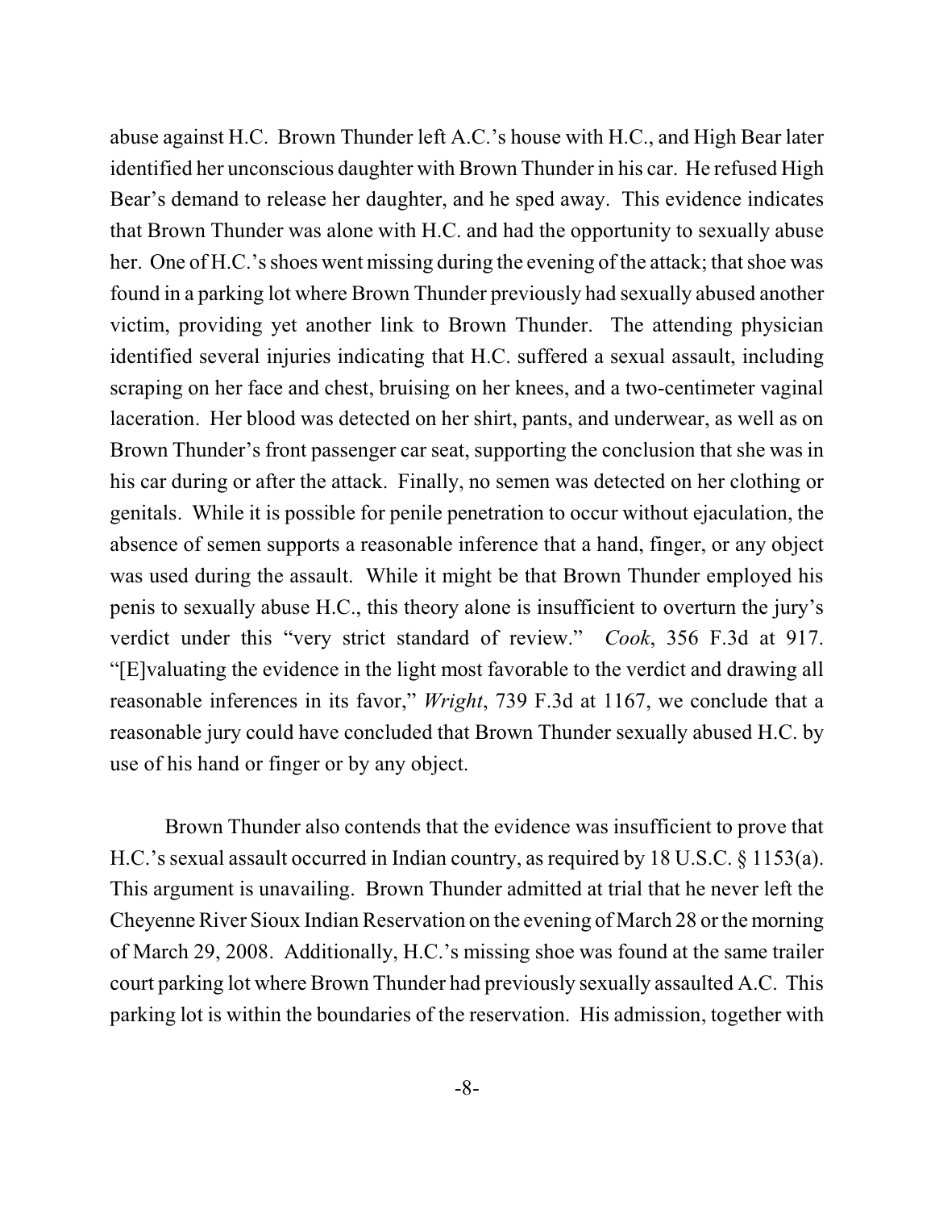abuse against H.C. Brown Thunder left A.C.'s house with H.C., and High Bear later identified her unconscious daughter with Brown Thunder in his car. He refused High Bear's demand to release her daughter, and he sped away. This evidence indicates that Brown Thunder was alone with H.C. and had the opportunity to sexually abuse her. One of H.C.'s shoes went missing during the evening of the attack; that shoe was found in a parking lot where Brown Thunder previously had sexually abused another victim, providing yet another link to Brown Thunder. The attending physician identified several injuries indicating that H.C. suffered a sexual assault, including scraping on her face and chest, bruising on her knees, and a two-centimeter vaginal laceration. Her blood was detected on her shirt, pants, and underwear, as well as on Brown Thunder's front passenger car seat, supporting the conclusion that she was in his car during or after the attack. Finally, no semen was detected on her clothing or genitals. While it is possible for penile penetration to occur without ejaculation, the absence of semen supports a reasonable inference that a hand, finger, or any object was used during the assault. While it might be that Brown Thunder employed his penis to sexually abuse H.C., this theory alone is insufficient to overturn the jury's verdict under this "very strict standard of review." *Cook*, 356 F.3d at 917. "[E]valuating the evidence in the light most favorable to the verdict and drawing all reasonable inferences in its favor," *Wright*, 739 F.3d at 1167, we conclude that a reasonable jury could have concluded that Brown Thunder sexually abused H.C. by use of his hand or finger or by any object.

Brown Thunder also contends that the evidence was insufficient to prove that H.C.'s sexual assault occurred in Indian country, as required by 18 U.S.C. § 1153(a). This argument is unavailing. Brown Thunder admitted at trial that he never left the Cheyenne River Sioux Indian Reservation on the evening of March 28 or the morning of March 29, 2008. Additionally, H.C.'s missing shoe was found at the same trailer court parking lot where Brown Thunder had previously sexually assaulted A.C. This parking lot is within the boundaries of the reservation. His admission, together with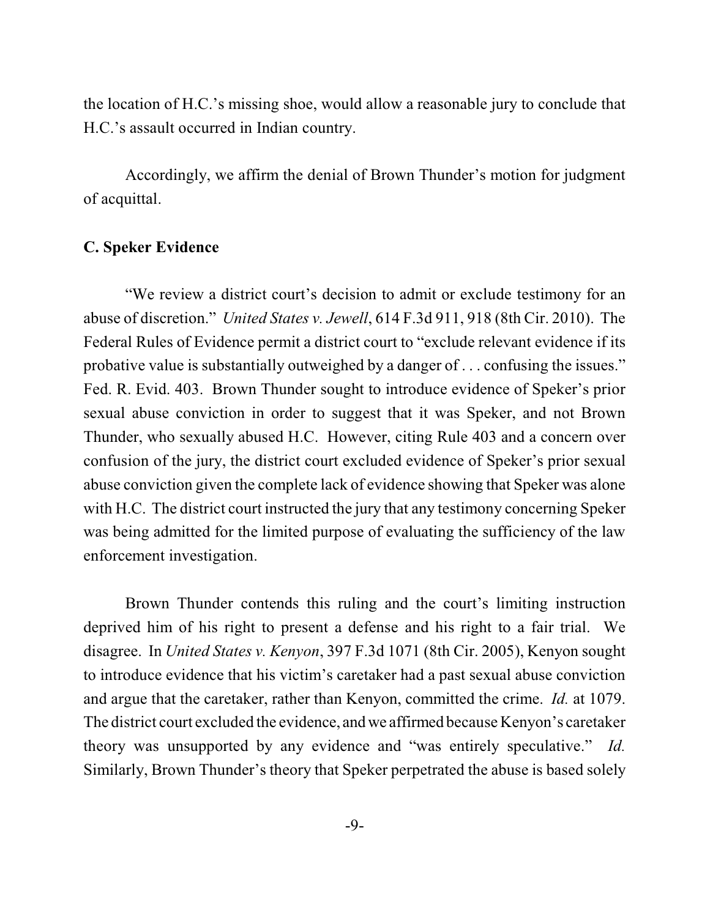the location of H.C.'s missing shoe, would allow a reasonable jury to conclude that H.C.'s assault occurred in Indian country.

Accordingly, we affirm the denial of Brown Thunder's motion for judgment of acquittal.

### C. Speker Evidence

"We review a district court's decision to admit or exclude testimony for an abuse of discretion." *United States v. Jewell*, 614 F.3d 911, 918 (8th Cir. 2010). The Federal Rules of Evidence permit a district court to "exclude relevant evidence if its probative value is substantially outweighed by a danger of . . . confusing the issues." Fed. R. Evid. 403. Brown Thunder sought to introduce evidence of Speker's prior sexual abuse conviction in order to suggest that it was Speker, and not Brown Thunder, who sexually abused H.C. However, citing Rule 403 and a concern over confusion of the jury, the district court excluded evidence of Speker's prior sexual abuse conviction given the complete lack of evidence showing that Speker was alone with H.C. The district court instructed the jury that any testimony concerning Speker was being admitted for the limited purpose of evaluating the sufficiency of the law enforcement investigation.

Brown Thunder contends this ruling and the court's limiting instruction deprived him of his right to present a defense and his right to a fair trial. We disagree. In *United States v. Kenyon*, 397 F.3d 1071 (8th Cir. 2005), Kenyon sought to introduce evidence that his victim's caretaker had a past sexual abuse conviction and argue that the caretaker, rather than Kenyon, committed the crime. *Id.* at 1079. The district court excluded the evidence, and we affirmed because Kenyon's caretaker theory was unsupported by any evidence and "was entirely speculative." *Id.* Similarly, Brown Thunder's theory that Speker perpetrated the abuse is based solely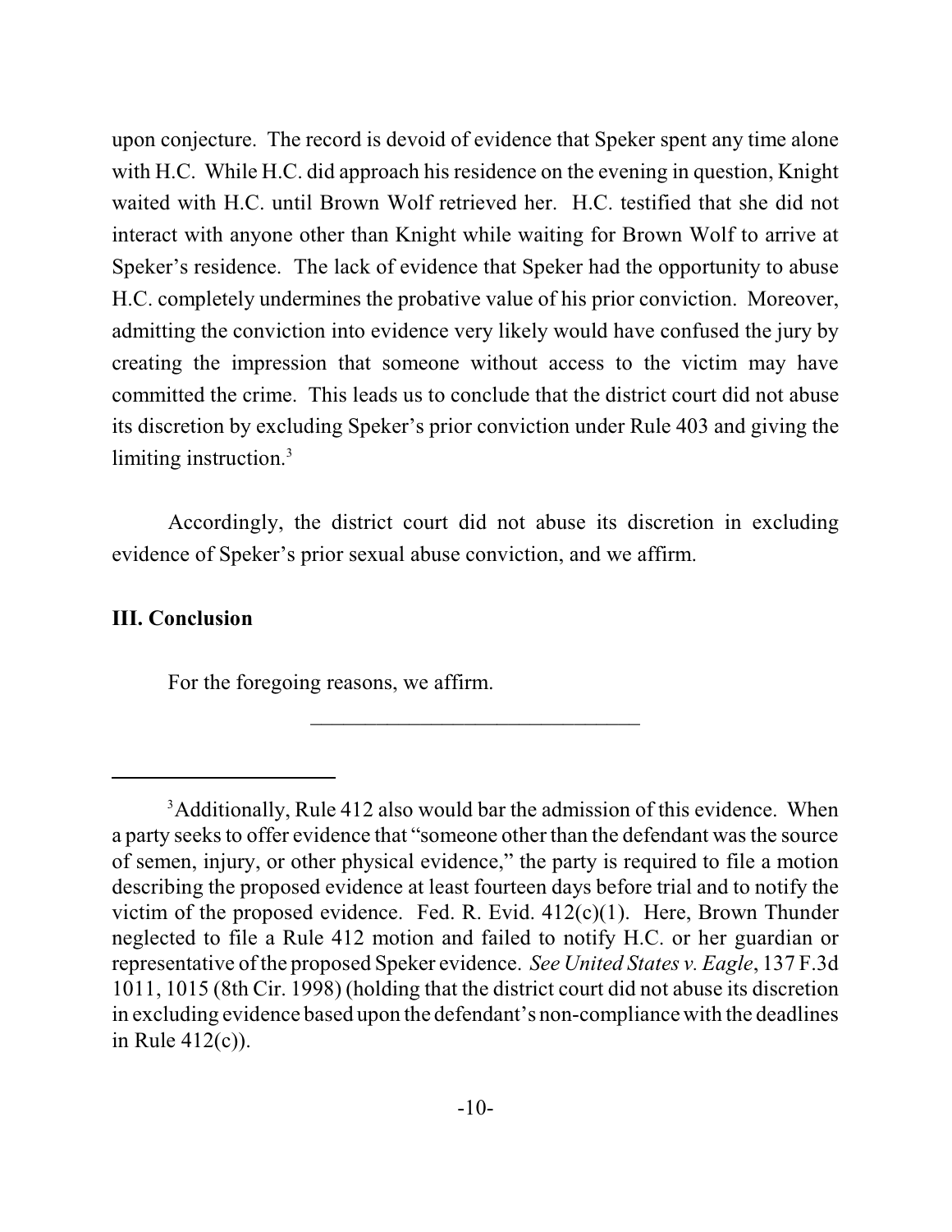upon conjecture. The record is devoid of evidence that Speker spent any time alone with H.C. While H.C. did approach his residence on the evening in question, Knight waited with H.C. until Brown Wolf retrieved her. H.C. testified that she did not interact with anyone other than Knight while waiting for Brown Wolf to arrive at Speker's residence. The lack of evidence that Speker had the opportunity to abuse H.C. completely undermines the probative value of his prior conviction. Moreover, admitting the conviction into evidence very likely would have confused the jury by creating the impression that someone without access to the victim may have committed the crime. This leads us to conclude that the district court did not abuse its discretion by excluding Speker's prior conviction under Rule 403 and giving the limiting instruction.[3]

Accordingly, the district court did not abuse its discretion in excluding evidence of Speker's prior sexual abuse conviction, and we affirm.

**III. Conclusion**

For the foregoing reasons, we affirm.

---

[3] Additionally, Rule 412 also would bar the admission of this evidence. When a party seeks to offer evidence that "someone other than the defendant was the source of semen, injury, or other physical evidence," the party is required to file a motion describing the proposed evidence at least fourteen days before trial and to notify the victim of the proposed evidence. Fed. R. Evid. 412(c)(1). Here, Brown Thunder neglected to file a Rule 412 motion and failed to notify H.C. or her guardian or representative of the proposed Speker evidence. *See United States v. Eagle*, 137 F.3d 1011, 1015 (8th Cir. 1998) (holding that the district court did not abuse its discretion in excluding evidence based upon the defendant's non-compliance with the deadlines in Rule 412(c)).